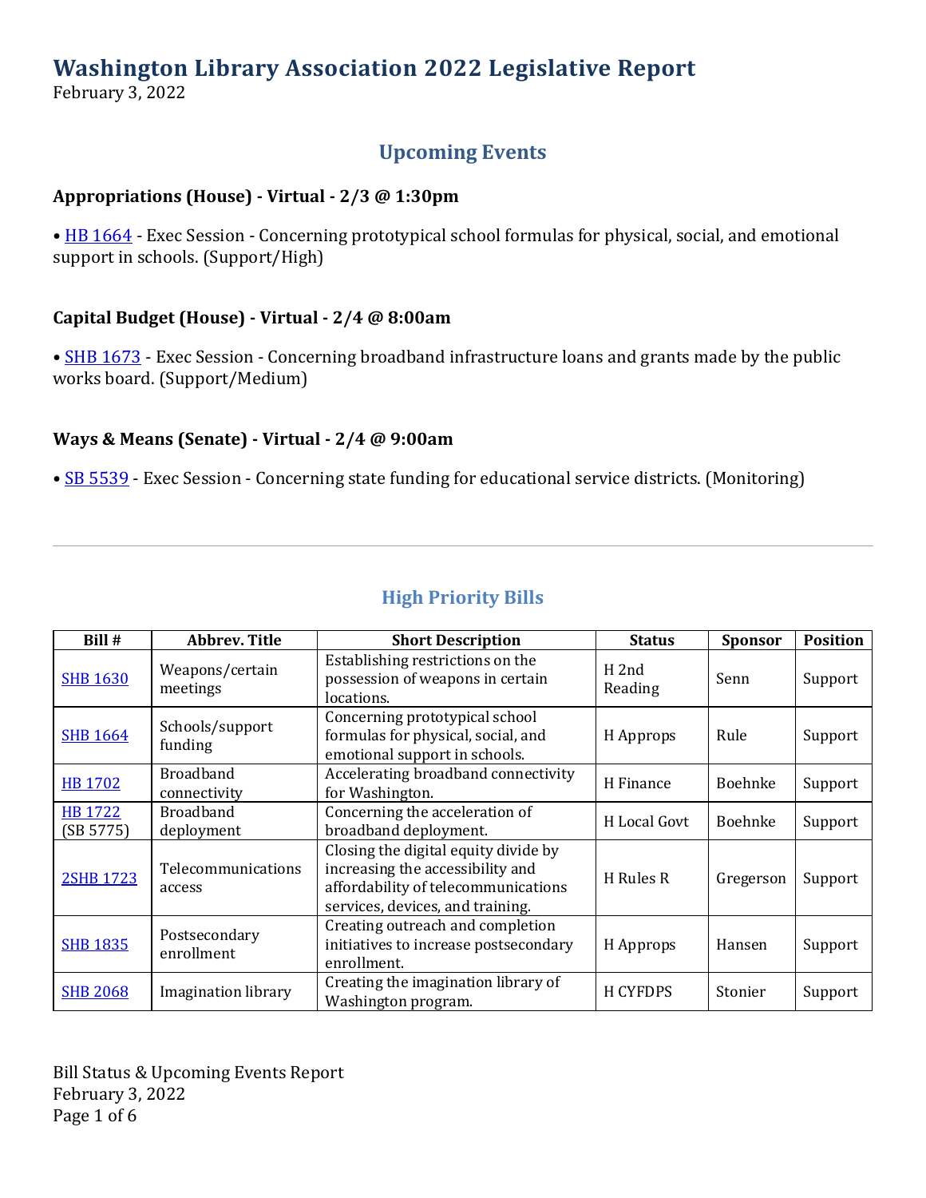# Washington Library Association 2022 Legislative Report

February 3, 2022

## Upcoming Events

### Appropriations (House) - Virtual - 2/3 @ 1:30pm

• HB 1664 - Exec Session - Concerning prototypical school formulas for physical, social, and emotional support in schools. (Support/High)

### Capital Budget (House) - Virtual - 2/4 @ 8:00am

• SHB 1673 - Exec Session - Concerning broadband infrastructure loans and grants made by the public works board. (Support/Medium)

### Ways & Means (Senate) - Virtual - 2/4 @ 9:00am

• SB 5539 - Exec Session - Concerning state funding for educational service districts. (Monitoring)

---

## High Priority Bills

| Bill # | Abbrev. Title | Short Description | Status | Sponsor | Position |
|---|---|---|---|---|---|
| SHB 1630 | Weapons/certain meetings | Establishing restrictions on the possession of weapons in certain locations. | H 2nd Reading | Senn | Support |
| SHB 1664 | Schools/support funding | Concerning prototypical school formulas for physical, social, and emotional support in schools. | H Approps | Rule | Support |
| HB 1702 | Broadband connectivity | Accelerating broadband connectivity for Washington. | H Finance | Boehnke | Support |
| HB 1722 (SB 5775) | Broadband deployment | Concerning the acceleration of broadband deployment. | H Local Govt | Boehnke | Support |
| 2SHB 1723 | Telecommunications access | Closing the digital equity divide by increasing the accessibility and affordability of telecommunications services, devices, and training. | H Rules R | Gregerson | Support |
| SHB 1835 | Postsecondary enrollment | Creating outreach and completion initiatives to increase postsecondary enrollment. | H Approps | Hansen | Support |
| SHB 2068 | Imagination library | Creating the imagination library of Washington program. | H CYFDPS | Stonier | Support |

Bill Status & Upcoming Events Report
February 3, 2022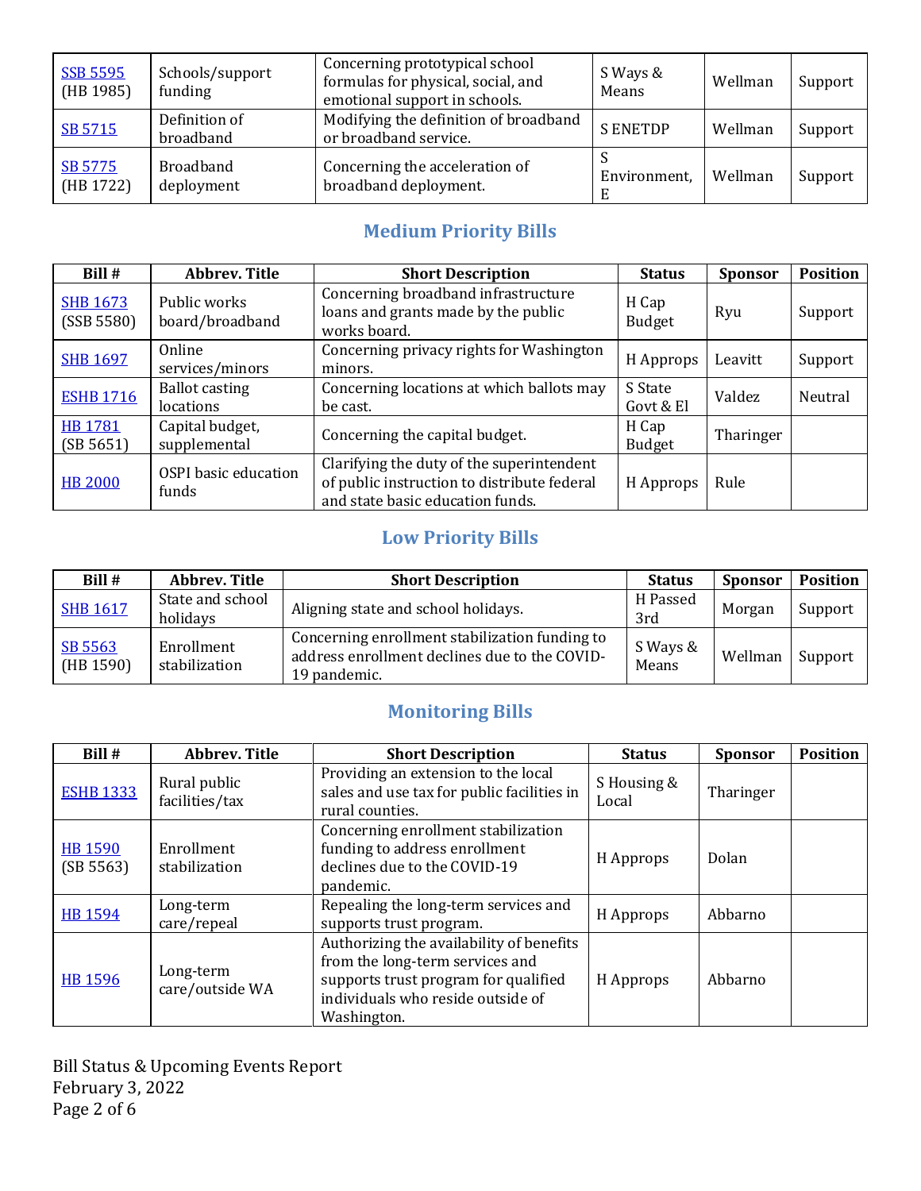| | | | | | |
|---|---|---|---|---|---|
| SSB 5595 (HB 1985) | Schools/support funding | Concerning prototypical school formulas for physical, social, and emotional support in schools. | S Ways & Means | Wellman | Support |
| SB 5715 | Definition of broadband | Modifying the definition of broadband or broadband service. | S ENETDP | Wellman | Support |
| SB 5775 (HB 1722) | Broadband deployment | Concerning the acceleration of broadband deployment. | S Environment, E | Wellman | Support |

## Medium Priority Bills

| Bill # | Abbrev. Title | Short Description | Status | Sponsor | Position |
|---|---|---|---|---|---|
| SHB 1673 (SSB 5580) | Public works board/broadband | Concerning broadband infrastructure loans and grants made by the public works board. | H Cap Budget | Ryu | Support |
| SHB 1697 | Online services/minors | Concerning privacy rights for Washington minors. | H Approps | Leavitt | Support |
| ESHB 1716 | Ballot casting locations | Concerning locations at which ballots may be cast. | S State Govt & El | Valdez | Neutral |
| HB 1781 (SB 5651) | Capital budget, supplemental | Concerning the capital budget. | H Cap Budget | Tharinger | |
| HB 2000 | OSPI basic education funds | Clarifying the duty of the superintendent of public instruction to distribute federal and state basic education funds. | H Approps | Rule | |

## Low Priority Bills

| Bill # | Abbrev. Title | Short Description | Status | Sponsor | Position |
|---|---|---|---|---|---|
| SHB 1617 | State and school holidays | Aligning state and school holidays. | H Passed 3rd | Morgan | Support |
| SB 5563 (HB 1590) | Enrollment stabilization | Concerning enrollment stabilization funding to address enrollment declines due to the COVID-19 pandemic. | S Ways & Means | Wellman | Support |

## Monitoring Bills

| Bill # | Abbrev. Title | Short Description | Status | Sponsor | Position |
|---|---|---|---|---|---|
| ESHB 1333 | Rural public facilities/tax | Providing an extension to the local sales and use tax for public facilities in rural counties. | S Housing & Local | Tharinger | |
| HB 1590 (SB 5563) | Enrollment stabilization | Concerning enrollment stabilization funding to address enrollment declines due to the COVID-19 pandemic. | H Approps | Dolan | |
| HB 1594 | Long-term care/repeal | Repealing the long-term services and supports trust program. | H Approps | Abbarno | |
| HB 1596 | Long-term care/outside WA | Authorizing the availability of benefits from the long-term services and supports trust program for qualified individuals who reside outside of Washington. | H Approps | Abbarno | |

Bill Status & Upcoming Events Report
February 3, 2022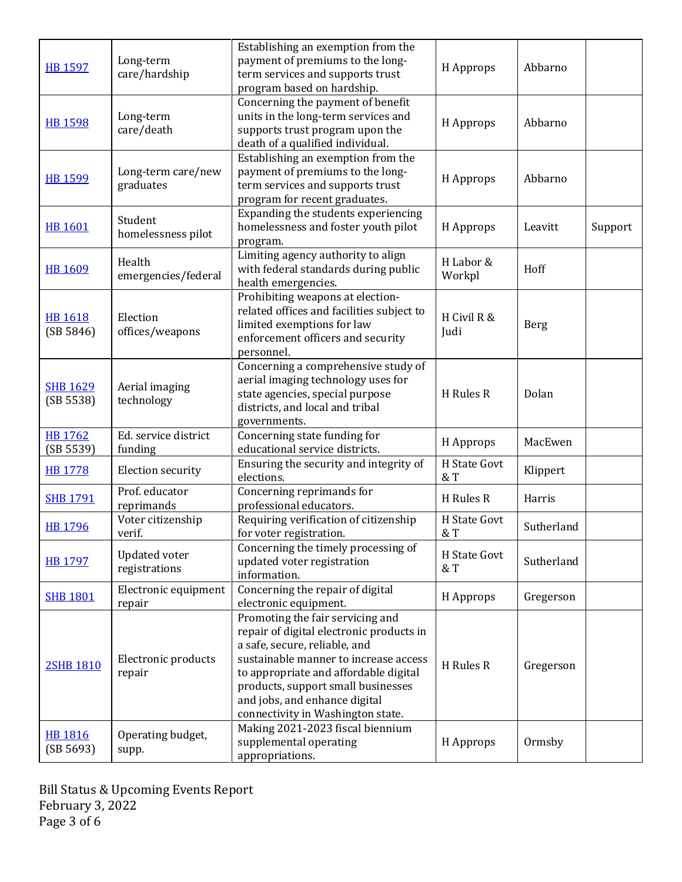| | | | | | |
|---|---|---|---|---|---|
| HB 1597 | Long-term care/hardship | Establishing an exemption from the payment of premiums to the long-term services and supports trust program based on hardship. | H Approps | Abbarno | |
| HB 1598 | Long-term care/death | Concerning the payment of benefit units in the long-term services and supports trust program upon the death of a qualified individual. | H Approps | Abbarno | |
| HB 1599 | Long-term care/new graduates | Establishing an exemption from the payment of premiums to the long-term services and supports trust program for recent graduates. | H Approps | Abbarno | |
| HB 1601 | Student homelessness pilot | Expanding the students experiencing homelessness and foster youth pilot program. | H Approps | Leavitt | Support |
| HB 1609 | Health emergencies/federal | Limiting agency authority to align with federal standards during public health emergencies. | H Labor & Workpl | Hoff | |
| HB 1618 (SB 5846) | Election offices/weapons | Prohibiting weapons at election-related offices and facilities subject to limited exemptions for law enforcement officers and security personnel. | H Civil R & Judi | Berg | |
| SHB 1629 (SB 5538) | Aerial imaging technology | Concerning a comprehensive study of aerial imaging technology uses for state agencies, special purpose districts, and local and tribal governments. | H Rules R | Dolan | |
| HB 1762 (SB 5539) | Ed. service district funding | Concerning state funding for educational service districts. | H Approps | MacEwen | |
| HB 1778 | Election security | Ensuring the security and integrity of elections. | H State Govt & T | Klippert | |
| SHB 1791 | Prof. educator reprimands | Concerning reprimands for professional educators. | H Rules R | Harris | |
| HB 1796 | Voter citizenship verif. | Requiring verification of citizenship for voter registration. | H State Govt & T | Sutherland | |
| HB 1797 | Updated voter registrations | Concerning the timely processing of updated voter registration information. | H State Govt & T | Sutherland | |
| SHB 1801 | Electronic equipment repair | Concerning the repair of digital electronic equipment. | H Approps | Gregerson | |
| 2SHB 1810 | Electronic products repair | Promoting the fair servicing and repair of digital electronic products in a safe, secure, reliable, and sustainable manner to increase access to appropriate and affordable digital products, support small businesses and jobs, and enhance digital connectivity in Washington state. | H Rules R | Gregerson | |
| HB 1816 (SB 5693) | Operating budget, supp. | Making 2021-2023 fiscal biennium supplemental operating appropriations. | H Approps | Ormsby | |

Bill Status & Upcoming Events Report
February 3, 2022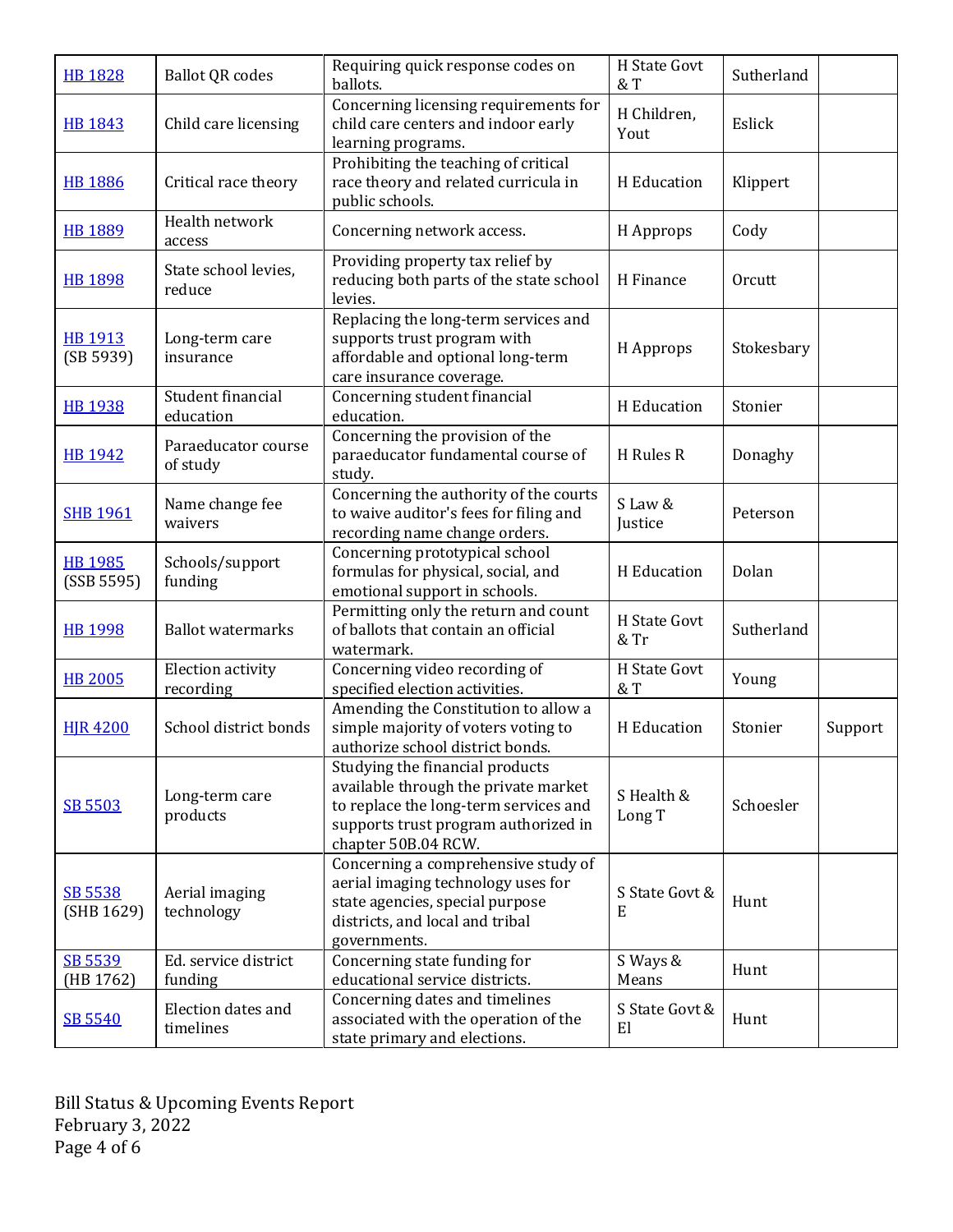| | | | | | |
|---|---|---|---|---|---|
| HB 1828 | Ballot QR codes | Requiring quick response codes on ballots. | H State Govt & T | Sutherland | |
| HB 1843 | Child care licensing | Concerning licensing requirements for child care centers and indoor early learning programs. | H Children, Yout | Eslick | |
| HB 1886 | Critical race theory | Prohibiting the teaching of critical race theory and related curricula in public schools. | H Education | Klippert | |
| HB 1889 | Health network access | Concerning network access. | H Approps | Cody | |
| HB 1898 | State school levies, reduce | Providing property tax relief by reducing both parts of the state school levies. | H Finance | Orcutt | |
| HB 1913 (SB 5939) | Long-term care insurance | Replacing the long-term services and supports trust program with affordable and optional long-term care insurance coverage. | H Approps | Stokesbary | |
| HB 1938 | Student financial education | Concerning student financial education. | H Education | Stonier | |
| HB 1942 | Paraeducator course of study | Concerning the provision of the paraeducator fundamental course of study. | H Rules R | Donaghy | |
| SHB 1961 | Name change fee waivers | Concerning the authority of the courts to waive auditor's fees for filing and recording name change orders. | S Law & Justice | Peterson | |
| HB 1985 (SSB 5595) | Schools/support funding | Concerning prototypical school formulas for physical, social, and emotional support in schools. | H Education | Dolan | |
| HB 1998 | Ballot watermarks | Permitting only the return and count of ballots that contain an official watermark. | H State Govt & Tr | Sutherland | |
| HB 2005 | Election activity recording | Concerning video recording of specified election activities. | H State Govt & T | Young | |
| HJR 4200 | School district bonds | Amending the Constitution to allow a simple majority of voters voting to authorize school district bonds. | H Education | Stonier | Support |
| SB 5503 | Long-term care products | Studying the financial products available through the private market to replace the long-term services and supports trust program authorized in chapter 50B.04 RCW. | S Health & Long T | Schoesler | |
| SB 5538 (SHB 1629) | Aerial imaging technology | Concerning a comprehensive study of aerial imaging technology uses for state agencies, special purpose districts, and local and tribal governments. | S State Govt & E | Hunt | |
| SB 5539 (HB 1762) | Ed. service district funding | Concerning state funding for educational service districts. | S Ways & Means | Hunt | |
| SB 5540 | Election dates and timelines | Concerning dates and timelines associated with the operation of the state primary and elections. | S State Govt & El | Hunt | |

Bill Status & Upcoming Events Report
February 3, 2022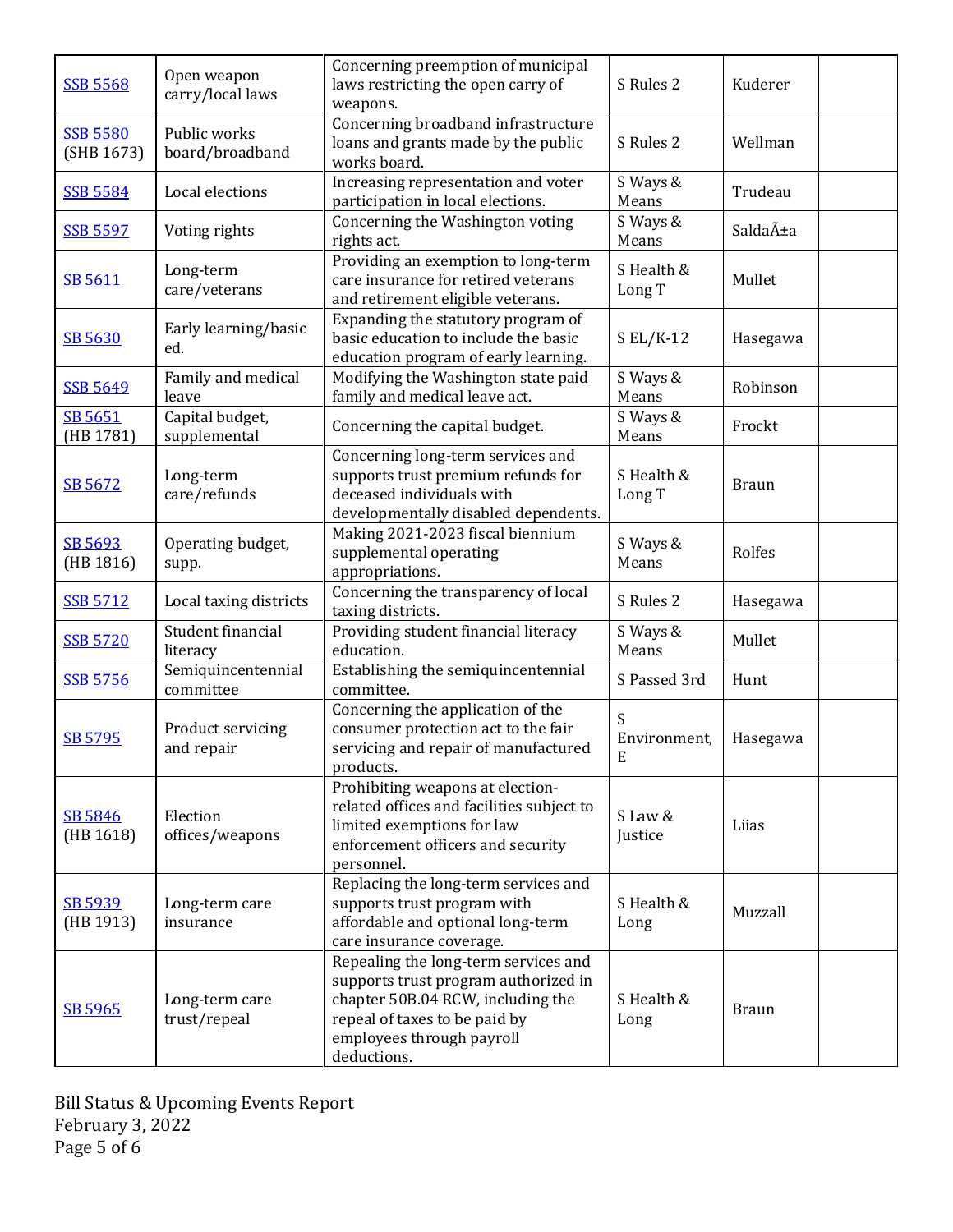| | | | | | |
|---|---|---|---|---|---|
| SSB 5568 | Open weapon carry/local laws | Concerning preemption of municipal laws restricting the open carry of weapons. | S Rules 2 | Kuderer | |
| SSB 5580 (SHB 1673) | Public works board/broadband | Concerning broadband infrastructure loans and grants made by the public works board. | S Rules 2 | Wellman | |
| SSB 5584 | Local elections | Increasing representation and voter participation in local elections. | S Ways & Means | Trudeau | |
| SSB 5597 | Voting rights | Concerning the Washington voting rights act. | S Ways & Means | SaldaÃ±a | |
| SB 5611 | Long-term care/veterans | Providing an exemption to long-term care insurance for retired veterans and retirement eligible veterans. | S Health & Long T | Mullet | |
| SB 5630 | Early learning/basic ed. | Expanding the statutory program of basic education to include the basic education program of early learning. | S EL/K-12 | Hasegawa | |
| SSB 5649 | Family and medical leave | Modifying the Washington state paid family and medical leave act. | S Ways & Means | Robinson | |
| SB 5651 (HB 1781) | Capital budget, supplemental | Concerning the capital budget. | S Ways & Means | Frockt | |
| SB 5672 | Long-term care/refunds | Concerning long-term services and supports trust premium refunds for deceased individuals with developmentally disabled dependents. | S Health & Long T | Braun | |
| SB 5693 (HB 1816) | Operating budget, supp. | Making 2021-2023 fiscal biennium supplemental operating appropriations. | S Ways & Means | Rolfes | |
| SSB 5712 | Local taxing districts | Concerning the transparency of local taxing districts. | S Rules 2 | Hasegawa | |
| SSB 5720 | Student financial literacy | Providing student financial literacy education. | S Ways & Means | Mullet | |
| SSB 5756 | Semiquincentennial committee | Establishing the semiquincentennial committee. | S Passed 3rd | Hunt | |
| SB 5795 | Product servicing and repair | Concerning the application of the consumer protection act to the fair servicing and repair of manufactured products. | S Environment, E | Hasegawa | |
| SB 5846 (HB 1618) | Election offices/weapons | Prohibiting weapons at election-related offices and facilities subject to limited exemptions for law enforcement officers and security personnel. | S Law & Justice | Liias | |
| SB 5939 (HB 1913) | Long-term care insurance | Replacing the long-term services and supports trust program with affordable and optional long-term care insurance coverage. | S Health & Long | Muzzall | |
| SB 5965 | Long-term care trust/repeal | Repealing the long-term services and supports trust program authorized in chapter 50B.04 RCW, including the repeal of taxes to be paid by employees through payroll deductions. | S Health & Long | Braun | |

Bill Status & Upcoming Events Report
February 3, 2022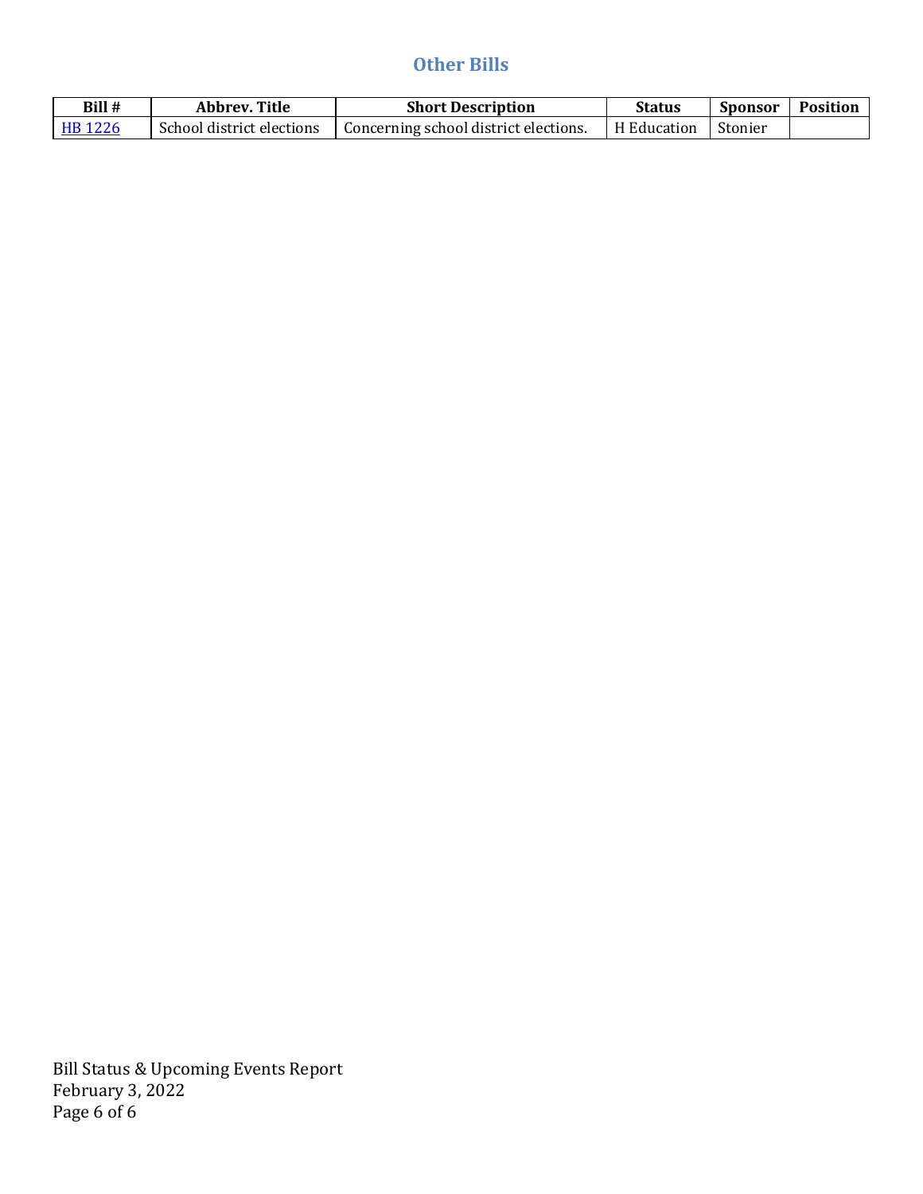## Other Bills

| Bill # | Abbrev. Title | Short Description | Status | Sponsor | Position |
|---|---|---|---|---|---|
| HB 1226 | School district elections | Concerning school district elections. | H Education | Stonier | |